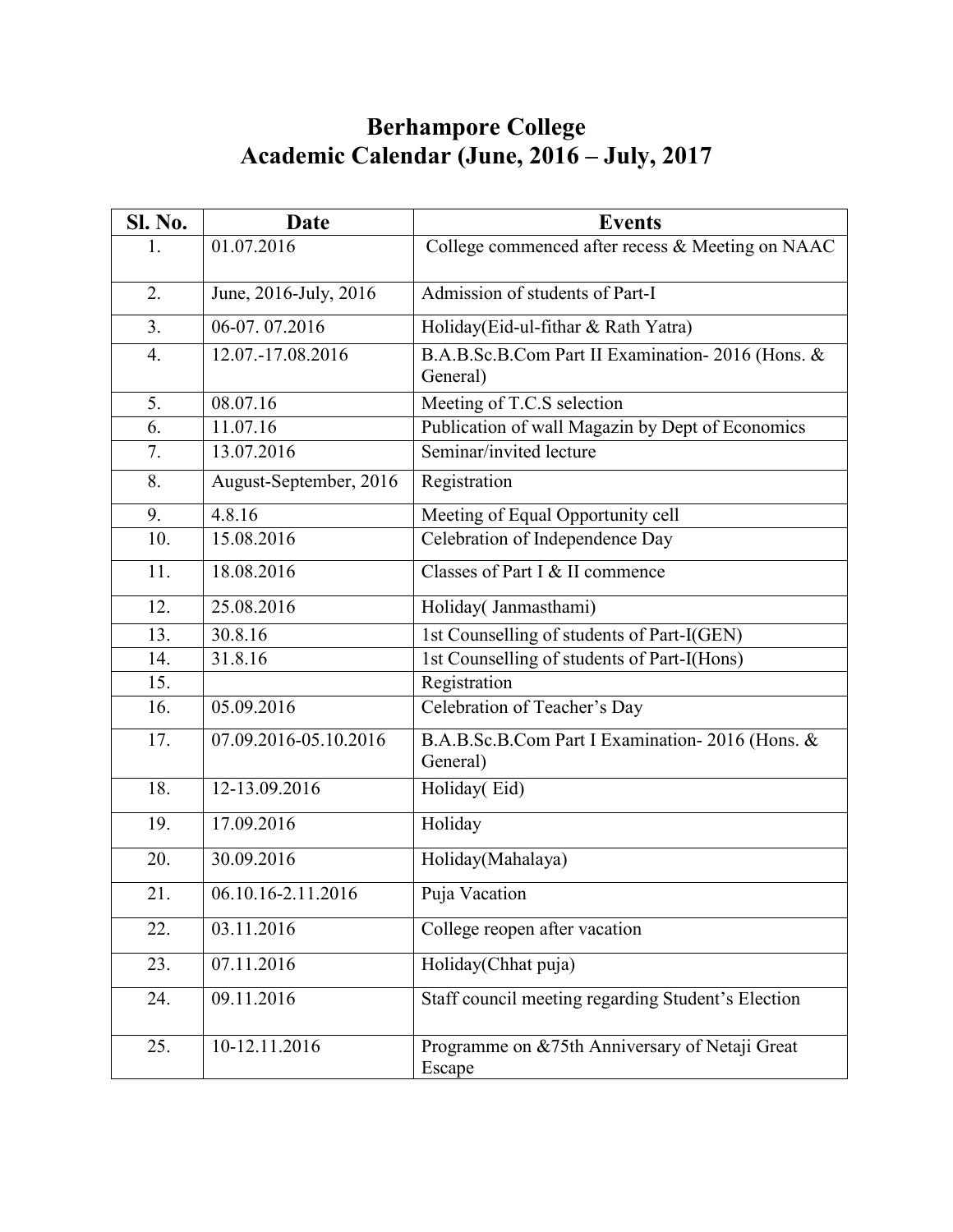# Berhampore College
## Academic Calendar (June, 2016 – July, 2017

| Sl. No. | Date | Events |
|---|---|---|
| 1. | 01.07.2016 | College commenced after recess & Meeting on NAAC |
| 2. | June, 2016-July, 2016 | Admission of students of Part-I |
| 3. | 06-07. 07.2016 | Holiday(Eid-ul-fithar & Rath Yatra) |
| 4. | 12.07.-17.08.2016 | B.A.B.Sc.B.Com Part II Examination- 2016 (Hons. & General) |
| 5. | 08.07.16 | Meeting of T.C.S selection |
| 6. | 11.07.16 | Publication of wall Magazin by Dept of Economics |
| 7. | 13.07.2016 | Seminar/invited lecture |
| 8. | August-September, 2016 | Registration |
| 9. | 4.8.16 | Meeting of Equal Opportunity cell |
| 10. | 15.08.2016 | Celebration of Independence Day |
| 11. | 18.08.2016 | Classes of Part I & II commence |
| 12. | 25.08.2016 | Holiday( Janmasthami) |
| 13. | 30.8.16 | 1st Counselling of students of Part-I(GEN) |
| 14. | 31.8.16 | 1st Counselling of students of Part-I(Hons) |
| 15. | | Registration |
| 16. | 05.09.2016 | Celebration of Teacher's Day |
| 17. | 07.09.2016-05.10.2016 | B.A.B.Sc.B.Com Part I Examination- 2016 (Hons. & General) |
| 18. | 12-13.09.2016 | Holiday( Eid) |
| 19. | 17.09.2016 | Holiday |
| 20. | 30.09.2016 | Holiday(Mahalaya) |
| 21. | 06.10.16-2.11.2016 | Puja Vacation |
| 22. | 03.11.2016 | College reopen after vacation |
| 23. | 07.11.2016 | Holiday(Chhat puja) |
| 24. | 09.11.2016 | Staff council meeting regarding Student's Election |
| 25. | 10-12.11.2016 | Programme on &75th Anniversary of Netaji Great Escape |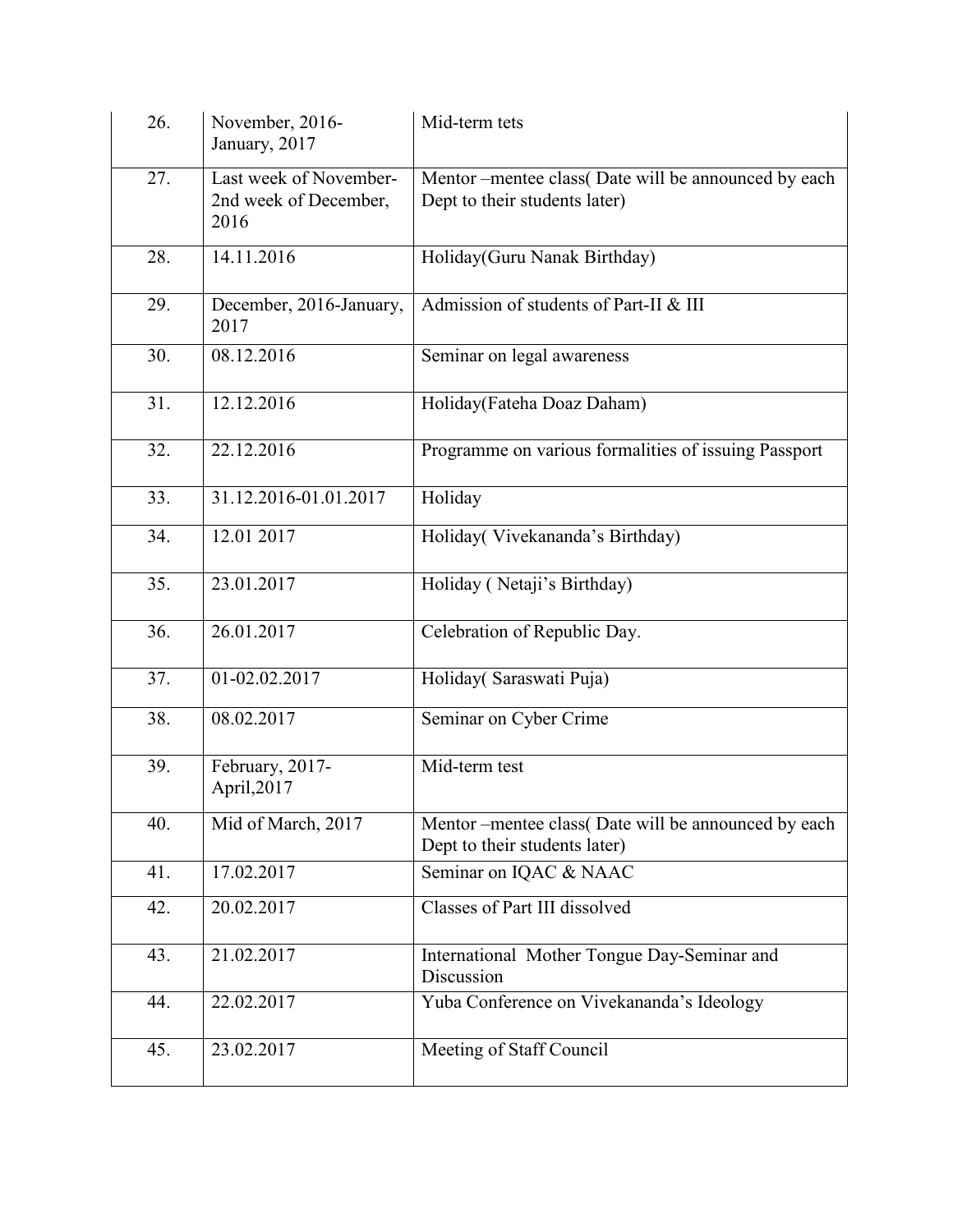| 26. | November, 2016-January, 2017 | Mid-term tets |
|---|---|---|
| 27. | Last week of November-2nd week of December, 2016 | Mentor –mentee class( Date will be announced by each Dept to their students later) |
| 28. | 14.11.2016 | Holiday(Guru Nanak Birthday) |
| 29. | December, 2016-January, 2017 | Admission of students of Part-II & III |
| 30. | 08.12.2016 | Seminar on legal awareness |
| 31. | 12.12.2016 | Holiday(Fateha Doaz Daham) |
| 32. | 22.12.2016 | Programme on various formalities of issuing Passport |
| 33. | 31.12.2016-01.01.2017 | Holiday |
| 34. | 12.01 2017 | Holiday( Vivekananda's Birthday) |
| 35. | 23.01.2017 | Holiday ( Netaji's Birthday) |
| 36. | 26.01.2017 | Celebration of Republic Day. |
| 37. | 01-02.02.2017 | Holiday( Saraswati Puja) |
| 38. | 08.02.2017 | Seminar on Cyber Crime |
| 39. | February, 2017-April,2017 | Mid-term test |
| 40. | Mid of March, 2017 | Mentor –mentee class( Date will be announced by each Dept to their students later) |
| 41. | 17.02.2017 | Seminar on IQAC & NAAC |
| 42. | 20.02.2017 | Classes of Part III dissolved |
| 43. | 21.02.2017 | International Mother Tongue Day-Seminar and Discussion |
| 44. | 22.02.2017 | Yuba Conference on Vivekananda's Ideology |
| 45. | 23.02.2017 | Meeting of Staff Council |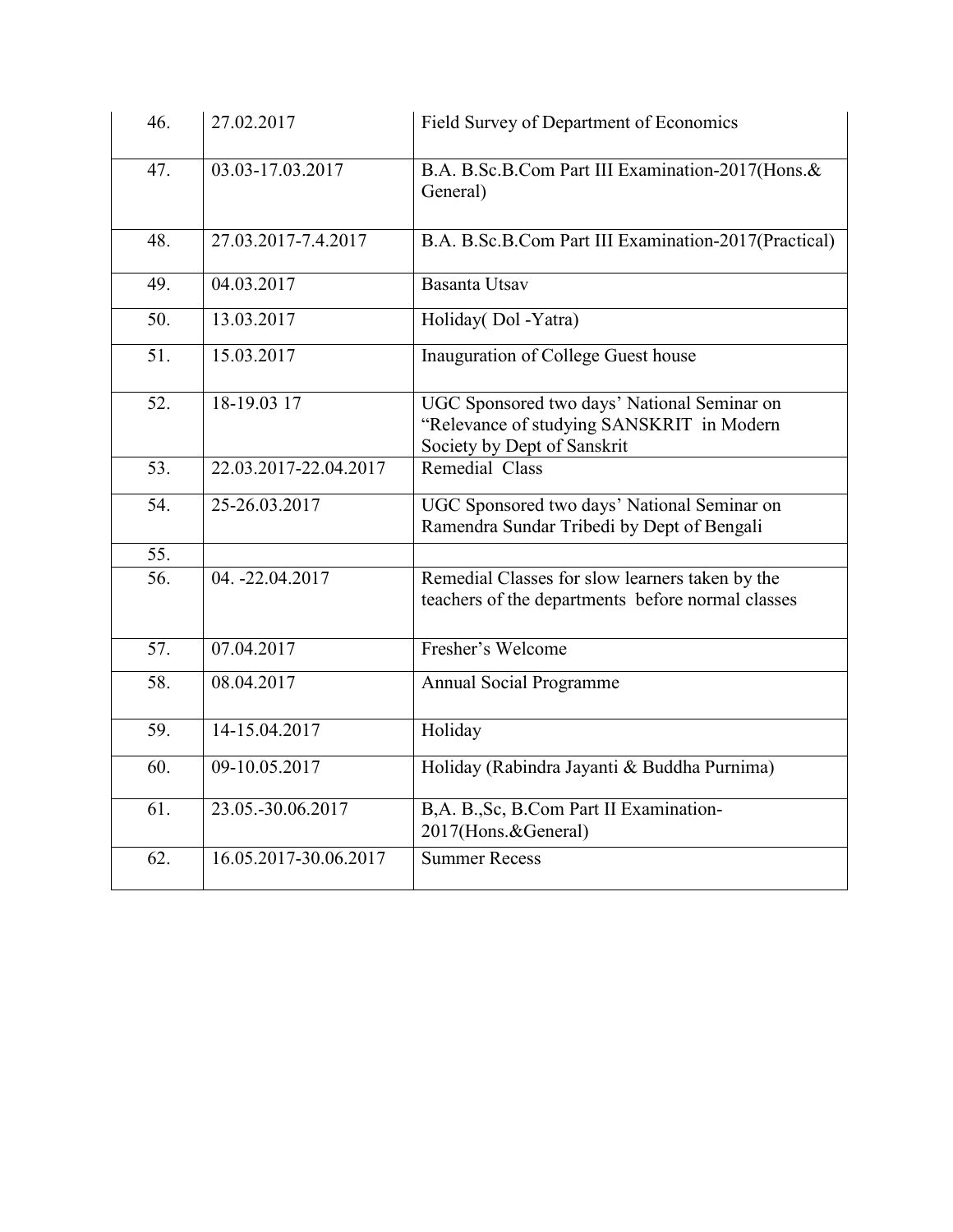| | | |
|---|---|---|
| 46. | 27.02.2017 | Field Survey of Department of Economics |
| 47. | 03.03-17.03.2017 | B.A. B.Sc.B.Com Part III Examination-2017(Hons.& General) |
| 48. | 27.03.2017-7.4.2017 | B.A. B.Sc.B.Com Part III Examination-2017(Practical) |
| 49. | 04.03.2017 | Basanta Utsav |
| 50. | 13.03.2017 | Holiday( Dol -Yatra) |
| 51. | 15.03.2017 | Inauguration of College Guest house |
| 52. | 18-19.03 17 | UGC Sponsored two days' National Seminar on "Relevance of studying SANSKRIT in Modern Society by Dept of Sanskrit |
| 53. | 22.03.2017-22.04.2017 | Remedial Class |
| 54. | 25-26.03.2017 | UGC Sponsored two days' National Seminar on Ramendra Sundar Tribedi by Dept of Bengali |
| 55. | | |
| 56. | 04. -22.04.2017 | Remedial Classes for slow learners taken by the teachers of the departments before normal classes |
| 57. | 07.04.2017 | Fresher's Welcome |
| 58. | 08.04.2017 | Annual Social Programme |
| 59. | 14-15.04.2017 | Holiday |
| 60. | 09-10.05.2017 | Holiday (Rabindra Jayanti & Buddha Purnima) |
| 61. | 23.05.-30.06.2017 | B,A. B.,Sc, B.Com Part II Examination-2017(Hons.&General) |
| 62. | 16.05.2017-30.06.2017 | Summer Recess |